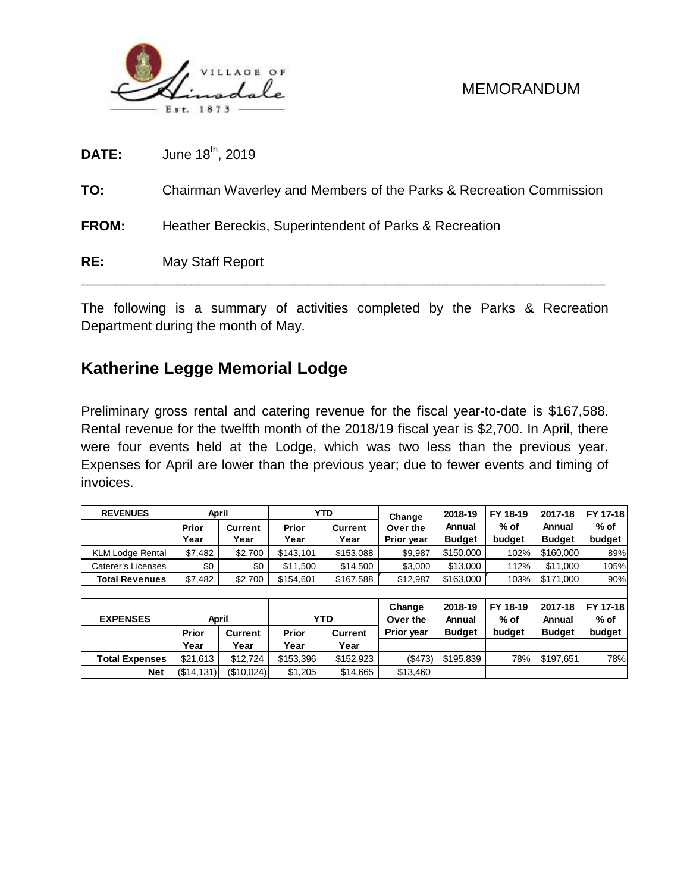VILLAGE OF Hinsdale Est. 1873

MEMORANDUM

**DATE:** June 18th, 2019

**TO:** Chairman Waverley and Members of the Parks & Recreation Commission

**FROM:** Heather Bereckis, Superintendent of Parks & Recreation

**RE:** May Staff Report

---

The following is a summary of activities completed by the Parks & Recreation Department during the month of May.

## Katherine Legge Memorial Lodge

Preliminary gross rental and catering revenue for the fiscal year-to-date is $167,588. Rental revenue for the twelfth month of the 2018/19 fiscal year is $2,700. In April, there were four events held at the Lodge, which was two less than the previous year. Expenses for April are lower than the previous year; due to fewer events and timing of invoices.

| REVENUES | April | | YTD | | Change Over the Prior year | 2018-19 Annual Budget | FY 18-19 % of budget | 2017-18 Annual Budget | FY 17-18 % of budget |
|---|---|---|---|---|---|---|---|---|---|
| | Prior Year | Current Year | Prior Year | Current Year | | | | | |
| KLM Lodge Rental | $7,482 | $2,700 | $143,101 | $153,088 | $9,987 | $150,000 | 102% | $160,000 | 89% |
| Caterer's Licenses | $0 | $0 | $11,500 | $14,500 | $3,000 | $13,000 | 112% | $11,000 | 105% |
| **Total Revenues** | $7,482 | $2,700 | $154,601 | $167,588 | $12,987 | $163,000 | 103% | $171,000 | 90% |
| | | | | | | | | | |
| **EXPENSES** | **April** | | **YTD** | | **Change Over the Prior year** | **2018-19 Annual Budget** | **FY 18-19 % of budget** | **2017-18 Annual Budget** | **FY 17-18 % of budget** |
| | Prior Year | Current Year | Prior Year | Current Year | | | | | |
| **Total Expenses** | $21,613 | $12,724 | $153,396 | $152,923 | ($473) | $195,839 | 78% | $197,651 | 78% |
| **Net** | ($14,131) | ($10,024) | $1,205 | $14,665 | $13,460 | | | | |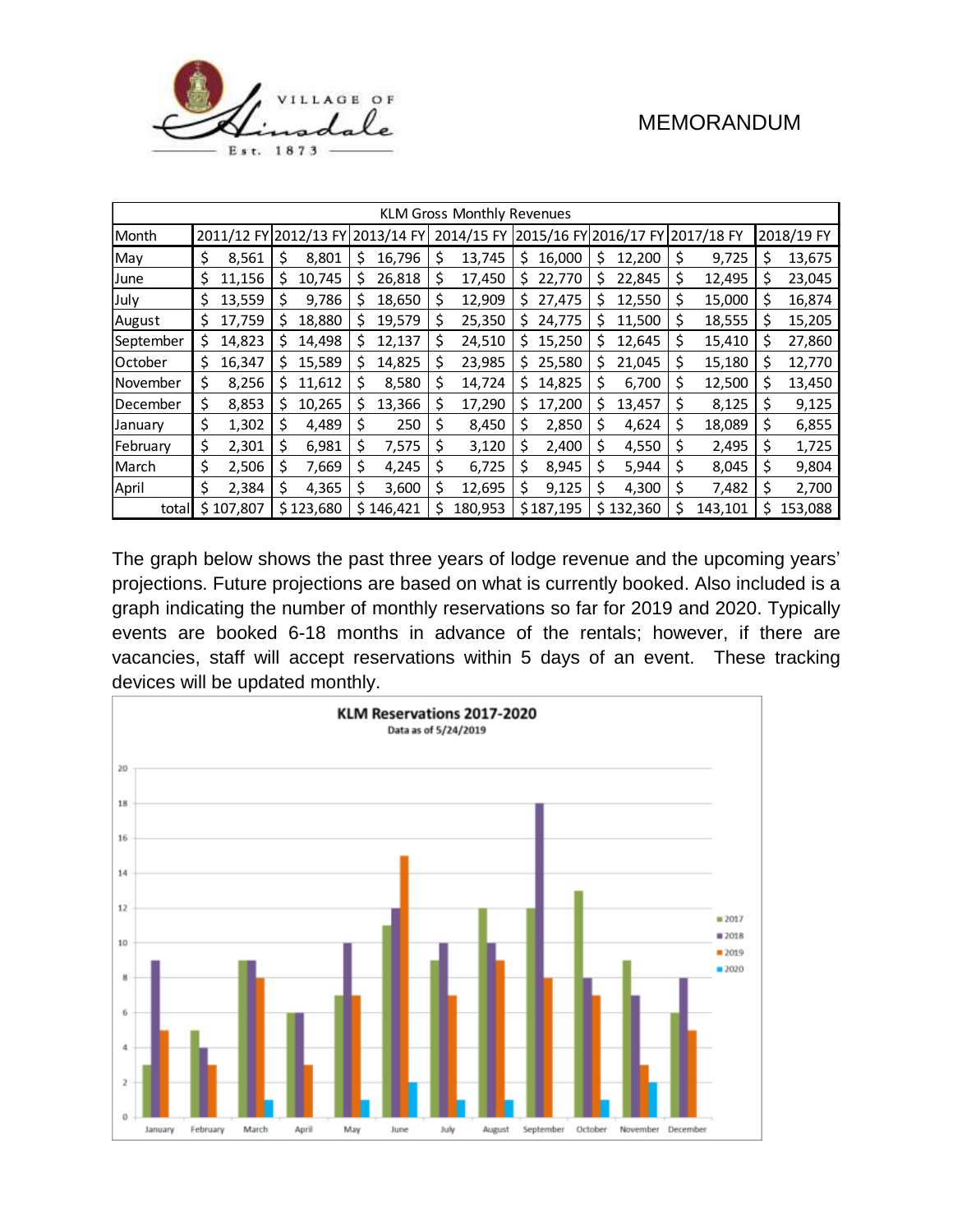| KLM Gross Monthly Revenues | | | | | | | | |
|---|---|---|---|---|---|---|---|---|
| Month | 2011/12 FY | 2012/13 FY | 2013/14 FY | 2014/15 FY | 2015/16 FY | 2016/17 FY | 2017/18 FY | 2018/19 FY |
| May | $ 8,561 | $ 8,801 | $ 16,796 | $ 13,745 | $ 16,000 | $ 12,200 | $ 9,725 | $ 13,675 |
| June | $ 11,156 | $ 10,745 | $ 26,818 | $ 17,450 | $ 22,770 | $ 22,845 | $ 12,495 | $ 23,045 |
| July | $ 13,559 | $ 9,786 | $ 18,650 | $ 12,909 | $ 27,475 | $ 12,550 | $ 15,000 | $ 16,874 |
| August | $ 17,759 | $ 18,880 | $ 19,579 | $ 25,350 | $ 24,775 | $ 11,500 | $ 18,555 | $ 15,205 |
| September | $ 14,823 | $ 14,498 | $ 12,137 | $ 24,510 | $ 15,250 | $ 12,645 | $ 15,410 | $ 27,860 |
| October | $ 16,347 | $ 15,589 | $ 14,825 | $ 23,985 | $ 25,580 | $ 21,045 | $ 15,180 | $ 12,770 |
| November | $ 8,256 | $ 11,612 | $ 8,580 | $ 14,724 | $ 14,825 | $ 6,700 | $ 12,500 | $ 13,450 |
| December | $ 8,853 | $ 10,265 | $ 13,366 | $ 17,290 | $ 17,200 | $ 13,457 | $ 8,125 | $ 9,125 |
| January | $ 1,302 | $ 4,489 | $ 250 | $ 8,450 | $ 2,850 | $ 4,624 | $ 18,089 | $ 6,855 |
| February | $ 2,301 | $ 6,981 | $ 7,575 | $ 3,120 | $ 2,400 | $ 4,550 | $ 2,495 | $ 1,725 |
| March | $ 2,506 | $ 7,669 | $ 4,245 | $ 6,725 | $ 8,945 | $ 5,944 | $ 8,045 | $ 9,804 |
| April | $ 2,384 | $ 4,365 | $ 3,600 | $ 12,695 | $ 9,125 | $ 4,300 | $ 7,482 | $ 2,700 |
| total | $ 107,807 | $ 123,680 | $ 146,421 | $ 180,953 | $ 187,195 | $ 132,360 | $ 143,101 | $ 153,088 |

The graph below shows the past three years of lodge revenue and the upcoming years' projections. Future projections are based on what is currently booked. Also included is a graph indicating the number of monthly reservations so far for 2019 and 2020. Typically events are booked 6-18 months in advance of the rentals; however, if there are vacancies, staff will accept reservations within 5 days of an event. These tracking devices will be updated monthly.

**KLM Reservations 2017-2020**

Data as of 5/24/2019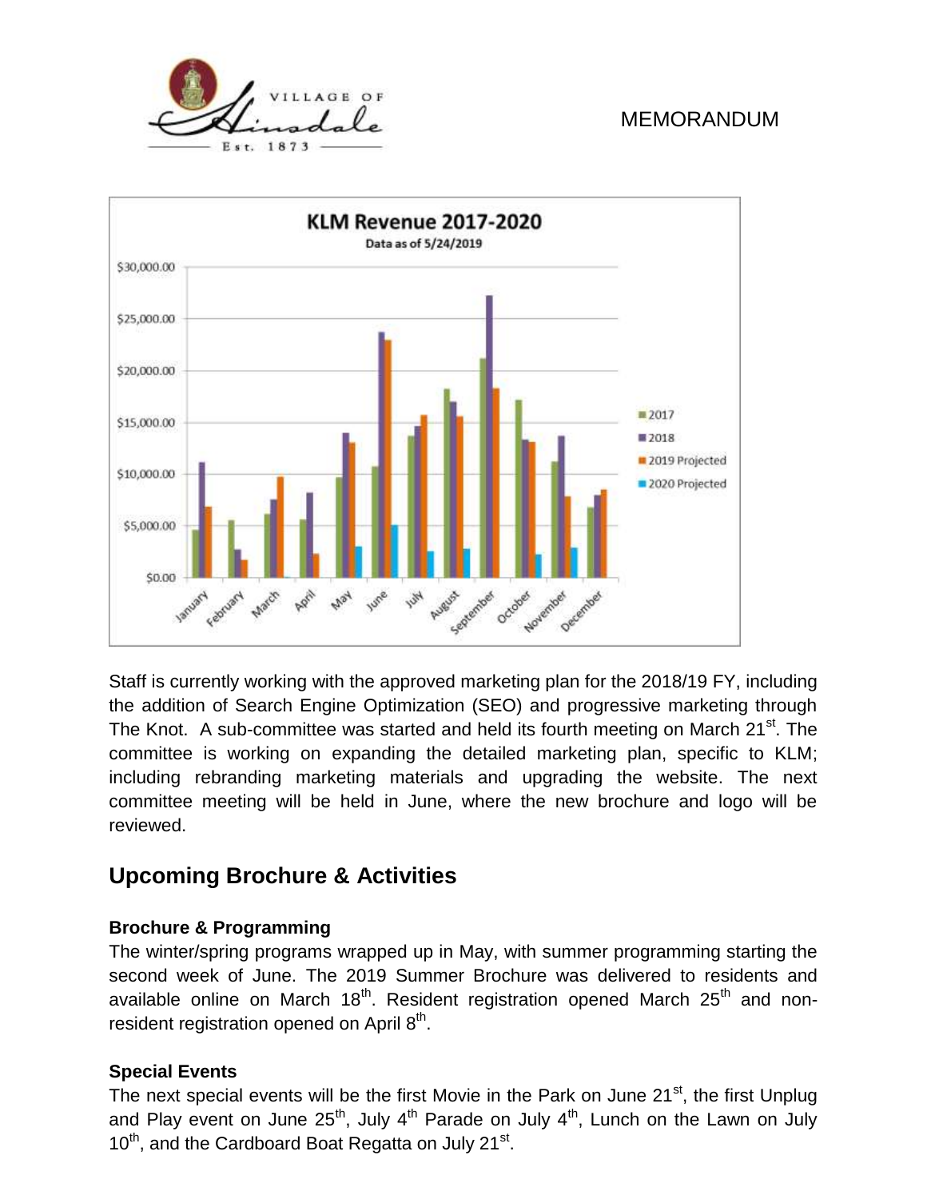MEMORANDUM

Staff is currently working with the approved marketing plan for the 2018/19 FY, including the addition of Search Engine Optimization (SEO) and progressive marketing through The Knot. A sub-committee was started and held its fourth meeting on March 21st. The committee is working on expanding the detailed marketing plan, specific to KLM; including rebranding marketing materials and upgrading the website. The next committee meeting will be held in June, where the new brochure and logo will be reviewed.

## Upcoming Brochure & Activities

### Brochure & Programming

The winter/spring programs wrapped up in May, with summer programming starting the second week of June. The 2019 Summer Brochure was delivered to residents and available online on March 18th. Resident registration opened March 25th and non-resident registration opened on April 8th.

### Special Events

The next special events will be the first Movie in the Park on June 21st, the first Unplug and Play event on June 25th, July 4th Parade on July 4th, Lunch on the Lawn on July 10th, and the Cardboard Boat Regatta on July 21st.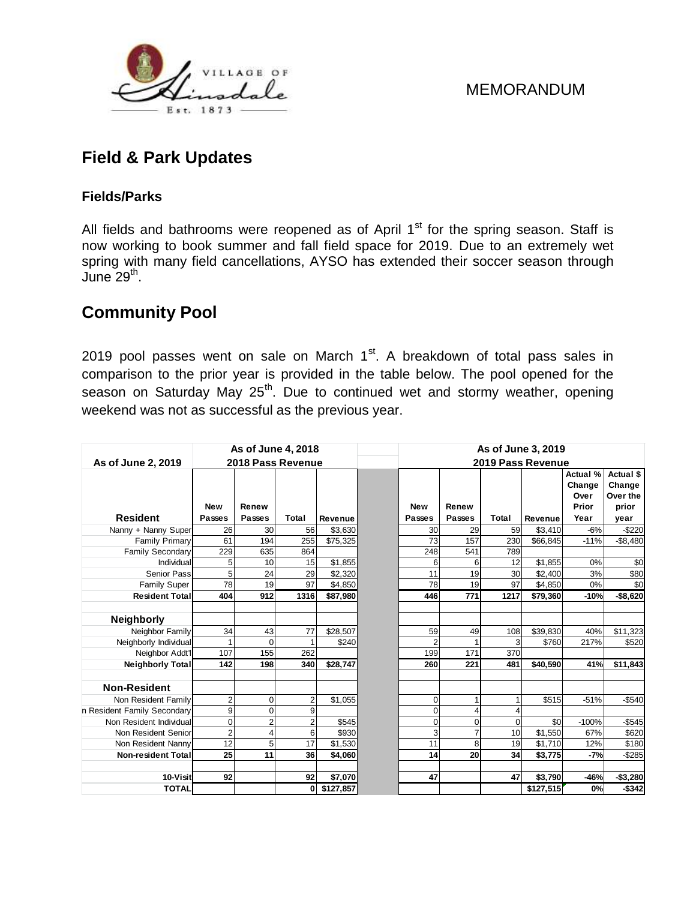MEMORANDUM

## Field & Park Updates

### Fields/Parks

All fields and bathrooms were reopened as of April 1st for the spring season. Staff is now working to book summer and fall field space for 2019. Due to an extremely wet spring with many field cancellations, AYSO has extended their soccer season through June 29th.

## Community Pool

2019 pool passes went on sale on March 1st. A breakdown of total pass sales in comparison to the prior year is provided in the table below. The pool opened for the season on Saturday May 25th. Due to continued wet and stormy weather, opening weekend was not as successful as the previous year.

| | As of June 4, 2018 | | | | | As of June 3, 2019 | | | | | |
|---|---|---|---|---|---|---|---|---|---|---|---|
| As of June 2, 2019 | 2018 Pass Revenue | | | | | 2019 Pass Revenue | | | | | |
| **Resident** | **New Passes** | **Renew Passes** | **Total** | **Revenue** | | **New Passes** | **Renew Passes** | **Total** | **Revenue** | **Actual % Change Over Prior Year** | **Actual $ Change Over the prior year** |
| Nanny + Nanny Super | 26 | 30 | 56 | $3,630 | | 30 | 29 | 59 | $3,410 | -6% | -$220 |
| Family Primary | 61 | 194 | 255 | $75,325 | | 73 | 157 | 230 | $66,845 | -11% | -$8,480 |
| Family Secondary | 229 | 635 | 864 | | | 248 | 541 | 789 | | | |
| Individual | 5 | 10 | 15 | $1,855 | | 6 | 6 | 12 | $1,855 | 0% | $0 |
| Senior Pass | 5 | 24 | 29 | $2,320 | | 11 | 19 | 30 | $2,400 | 3% | $80 |
| Family Super | 78 | 19 | 97 | $4,850 | | 78 | 19 | 97 | $4,850 | 0% | $0 |
| **Resident Total** | **404** | **912** | **1316** | **$87,980** | | **446** | **771** | **1217** | **$79,360** | **-10%** | **-$8,620** |
| | | | | | | | | | | | |
| **Neighborly** | | | | | | | | | | | |
| Neighbor Family | 34 | 43 | 77 | $28,507 | | 59 | 49 | 108 | $39,830 | 40% | $11,323 |
| Neighborly Individual | 1 | 0 | 1 | $240 | | 2 | 1 | 3 | $760 | 217% | $520 |
| Neighbor Addt'l | 107 | 155 | 262 | | | 199 | 171 | 370 | | | |
| **Neighborly Total** | **142** | **198** | **340** | **$28,747** | | **260** | **221** | **481** | **$40,590** | **41%** | **$11,843** |
| | | | | | | | | | | | |
| **Non-Resident** | | | | | | | | | | | |
| Non Resident Family | 2 | 0 | 2 | $1,055 | | 0 | 1 | 1 | $515 | -51% | -$540 |
| n Resident Family Secondary | 9 | 0 | 9 | | | 0 | 4 | 4 | | | |
| Non Resident Individual | 0 | 2 | 2 | $545 | | 0 | 0 | 0 | $0 | -100% | -$545 |
| Non Resident Senior | 2 | 4 | 6 | $930 | | 3 | 7 | 10 | $1,550 | 67% | $620 |
| Non Resident Nanny | 12 | 5 | 17 | $1,530 | | 11 | 8 | 19 | $1,710 | 12% | $180 |
| **Non-resident Total** | **25** | **11** | **36** | **$4,060** | | **14** | **20** | **34** | **$3,775** | **-7%** | **-$285** |
| | | | | | | | | | | | |
| **10-Visit** | **92** | | **92** | **$7,070** | | **47** | | **47** | **$3,790** | **-46%** | **-$3,280** |
| **TOTAL** | | | **0** | **$127,857** | | | | | **$127,515** | **0%** | **-$342** |